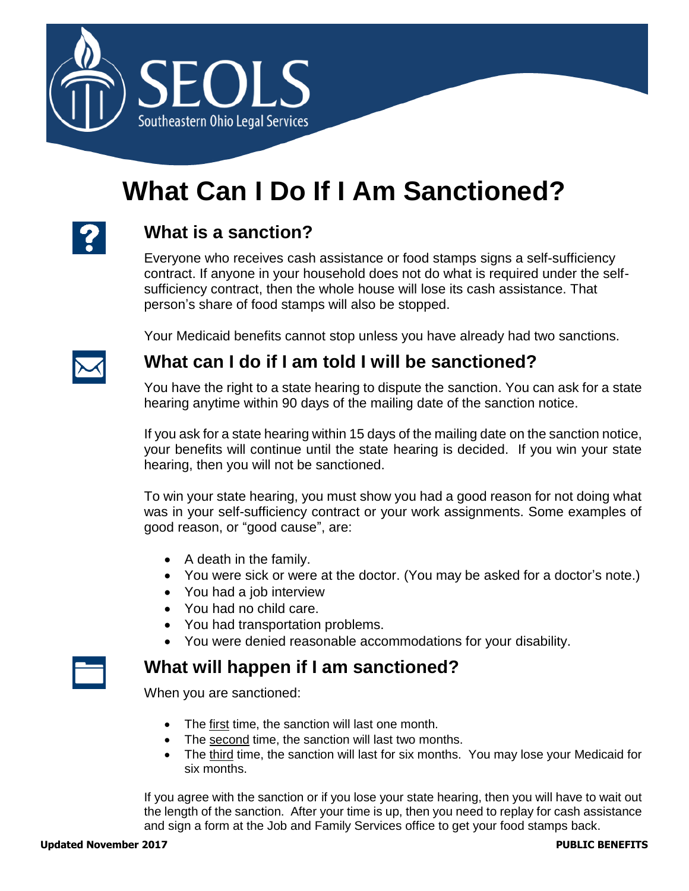SEOLS

Southeastern Ohio Legal Services

# What Can I Do If I Am Sanctioned?

## What is a sanction?

Everyone who receives cash assistance or food stamps signs a self-sufficiency contract. If anyone in your household does not do what is required under the self-sufficiency contract, then the whole house will lose its cash assistance. That person's share of food stamps will also be stopped.

Your Medicaid benefits cannot stop unless you have already had two sanctions.

## What can I do if I am told I will be sanctioned?

You have the right to a state hearing to dispute the sanction. You can ask for a state hearing anytime within 90 days of the mailing date of the sanction notice.

If you ask for a state hearing within 15 days of the mailing date on the sanction notice, your benefits will continue until the state hearing is decided. If you win your state hearing, then you will not be sanctioned.

To win your state hearing, you must show you had a good reason for not doing what was in your self-sufficiency contract or your work assignments. Some examples of good reason, or "good cause", are:

- A death in the family.
- You were sick or were at the doctor. (You may be asked for a doctor's note.)
- You had a job interview
- You had no child care.
- You had transportation problems.
- You were denied reasonable accommodations for your disability.

## What will happen if I am sanctioned?

When you are sanctioned:

- The first time, the sanction will last one month.
- The second time, the sanction will last two months.
- The third time, the sanction will last for six months. You may lose your Medicaid for six months.

If you agree with the sanction or if you lose your state hearing, then you will have to wait out the length of the sanction. After your time is up, then you need to replay for cash assistance and sign a form at the Job and Family Services office to get your food stamps back.

**Updated November 2017** **PUBLIC BENEFITS**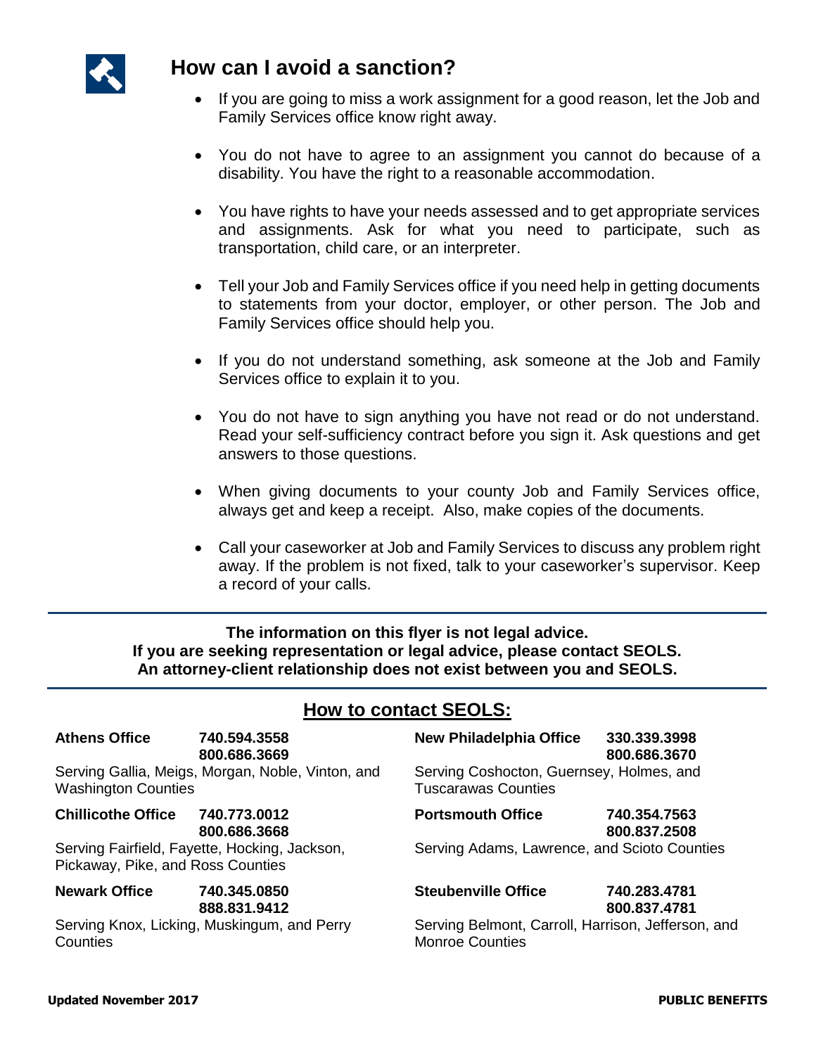## How can I avoid a sanction?

- If you are going to miss a work assignment for a good reason, let the Job and Family Services office know right away.
- You do not have to agree to an assignment you cannot do because of a disability. You have the right to a reasonable accommodation.
- You have rights to have your needs assessed and to get appropriate services and assignments. Ask for what you need to participate, such as transportation, child care, or an interpreter.
- Tell your Job and Family Services office if you need help in getting documents to statements from your doctor, employer, or other person. The Job and Family Services office should help you.
- If you do not understand something, ask someone at the Job and Family Services office to explain it to you.
- You do not have to sign anything you have not read or do not understand. Read your self-sufficiency contract before you sign it. Ask questions and get answers to those questions.
- When giving documents to your county Job and Family Services office, always get and keep a receipt. Also, make copies of the documents.
- Call your caseworker at Job and Family Services to discuss any problem right away. If the problem is not fixed, talk to your caseworker's supervisor. Keep a record of your calls.

---

**The information on this flyer is not legal advice.**
**If you are seeking representation or legal advice, please contact SEOLS.**
**An attorney-client relationship does not exist between you and SEOLS.**

---

## How to contact SEOLS:

**Athens Office** **740.594.3558** **800.686.3669**
Serving Gallia, Meigs, Morgan, Noble, Vinton, and Washington Counties

**Chillicothe Office** **740.773.0012** **800.686.3668**
Serving Fairfield, Fayette, Hocking, Jackson, Pickaway, Pike, and Ross Counties

**Newark Office** **740.345.0850** **888.831.9412**
Serving Knox, Licking, Muskingum, and Perry Counties

**New Philadelphia Office** **330.339.3998** **800.686.3670**
Serving Coshocton, Guernsey, Holmes, and Tuscarawas Counties

**Portsmouth Office** **740.354.7563** **800.837.2508**
Serving Adams, Lawrence, and Scioto Counties

**Steubenville Office** **740.283.4781** **800.837.4781**
Serving Belmont, Carroll, Harrison, Jefferson, and Monroe Counties

**Updated November 2017** **PUBLIC BENEFITS**